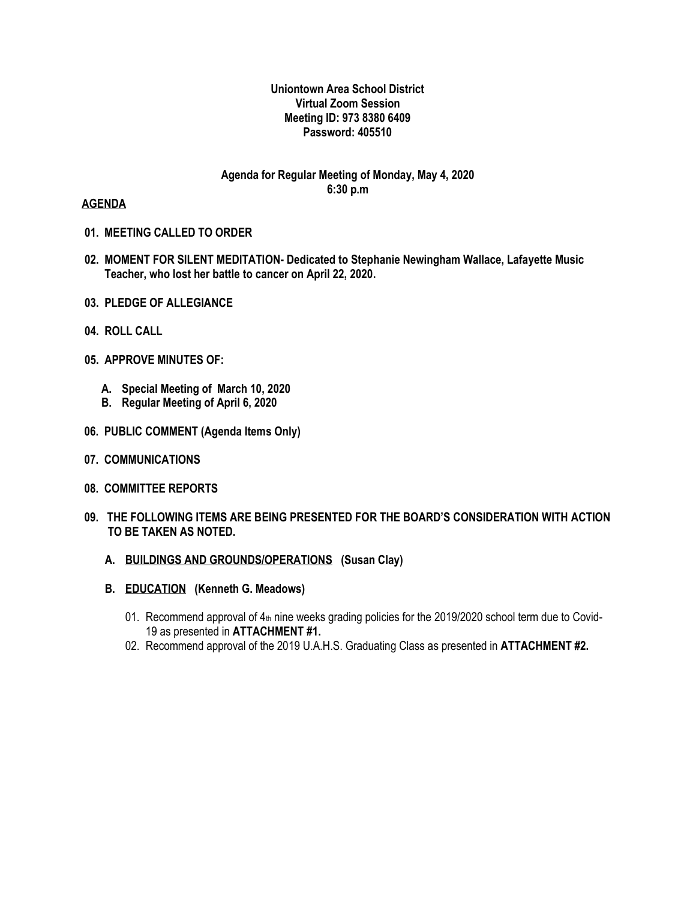**Uniontown Area School District**
**Virtual Zoom Session**
**Meeting ID: 973 8380 6409**
**Password: 405510**

**Agenda for Regular Meeting of Monday, May 4, 2020**
**6:30 p.m**

**AGENDA**

**01. MEETING CALLED TO ORDER**

**02. MOMENT FOR SILENT MEDITATION- Dedicated to Stephanie Newingham Wallace, Lafayette Music Teacher, who lost her battle to cancer on April 22, 2020.**

**03. PLEDGE OF ALLEGIANCE**

**04. ROLL CALL**

**05. APPROVE MINUTES OF:**

- **A. Special Meeting of March 10, 2020**
- **B. Regular Meeting of April 6, 2020**

**06. PUBLIC COMMENT (Agenda Items Only)**

**07. COMMUNICATIONS**

**08. COMMITTEE REPORTS**

**09. THE FOLLOWING ITEMS ARE BEING PRESENTED FOR THE BOARD'S CONSIDERATION WITH ACTION TO BE TAKEN AS NOTED.**

**A. BUILDINGS AND GROUNDS/OPERATIONS (Susan Clay)**

**B. EDUCATION (Kenneth G. Meadows)**

01. Recommend approval of 4th nine weeks grading policies for the 2019/2020 school term due to Covid-19 as presented in **ATTACHMENT #1.**
02. Recommend approval of the 2019 U.A.H.S. Graduating Class as presented in **ATTACHMENT #2.**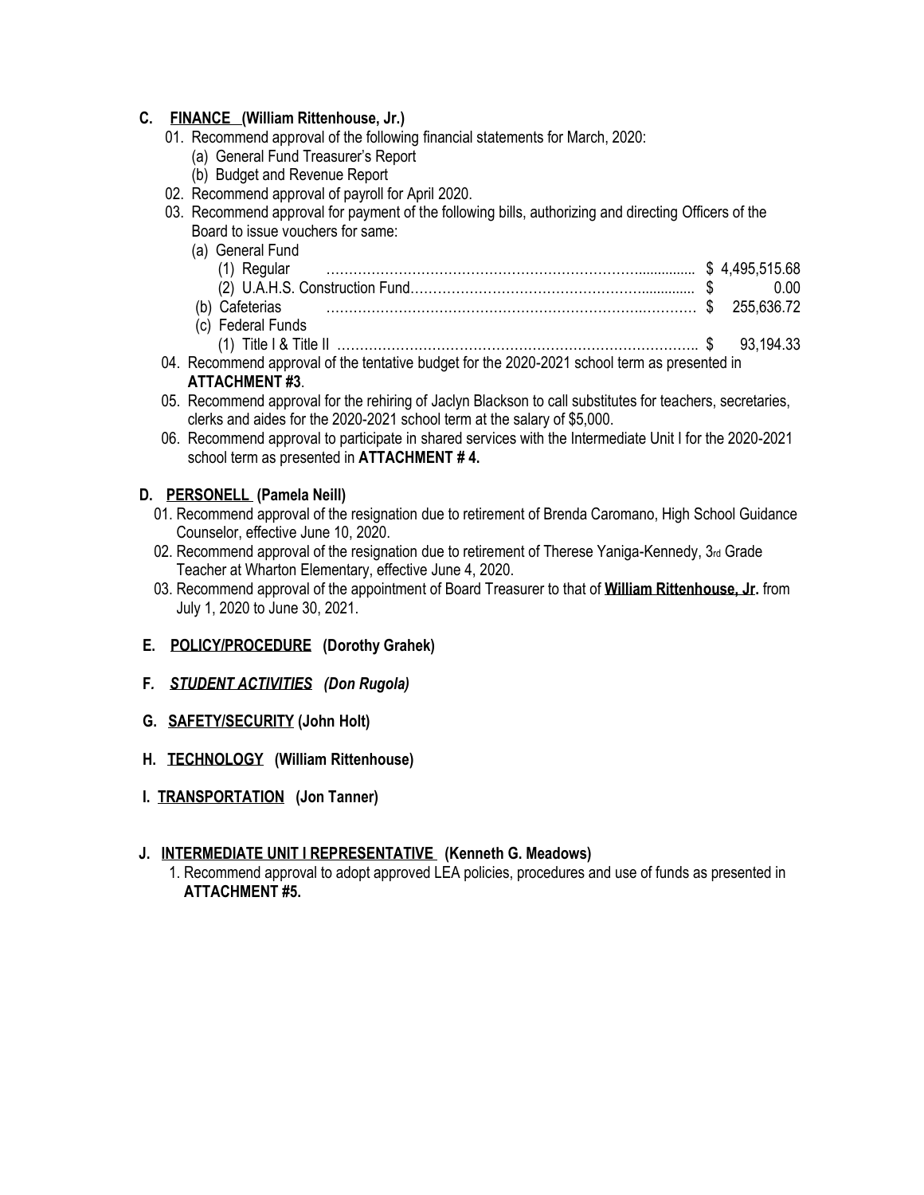## C. <u>FINANCE</u> (William Rittenhouse, Jr.)

01. Recommend approval of the following financial statements for March, 2020:
    - (a) General Fund Treasurer's Report
    - (b) Budget and Revenue Report
02. Recommend approval of payroll for April 2020.
03. Recommend approval for payment of the following bills, authorizing and directing Officers of the Board to issue vouchers for same:
    - (a) General Fund
        - (1) Regular ........................................................................ $ 4,495,515.68
        - (2) U.A.H.S. Construction Fund.......................................... $ 0.00
    - (b) Cafeterias ........................................................................ $ 255,636.72
    - (c) Federal Funds
        - (1) Title I & Title II ........................................................... $ 93,194.33
04. Recommend approval of the tentative budget for the 2020-2021 school term as presented in **ATTACHMENT #3**.
05. Recommend approval for the rehiring of Jaclyn Blackson to call substitutes for teachers, secretaries, clerks and aides for the 2020-2021 school term at the salary of $5,000.
06. Recommend approval to participate in shared services with the Intermediate Unit I for the 2020-2021 school term as presented in **ATTACHMENT # 4.**

## D. <u>PERSONELL</u> (Pamela Neill)

01. Recommend approval of the resignation due to retirement of Brenda Caromano, High School Guidance Counselor, effective June 10, 2020.
02. Recommend approval of the resignation due to retirement of Therese Yaniga-Kennedy, 3rd Grade Teacher at Wharton Elementary, effective June 4, 2020.
03. Recommend approval of the appointment of Board Treasurer to that of **<u>William Rittenhouse, Jr</u>.** from July 1, 2020 to June 30, 2021.

## E. <u>POLICY/PROCEDURE</u> (Dorothy Grahek)

## F. *<u>STUDENT ACTIVITIES</u> (Don Rugola)*

## G. <u>SAFETY/SECURITY</u> (John Holt)

## H. <u>TECHNOLOGY</u> (William Rittenhouse)

## I. <u>TRANSPORTATION</u> (Jon Tanner)

## J. <u>INTERMEDIATE UNIT I REPRESENTATIVE</u> (Kenneth G. Meadows)

1. Recommend approval to adopt approved LEA policies, procedures and use of funds as presented in **ATTACHMENT #5.**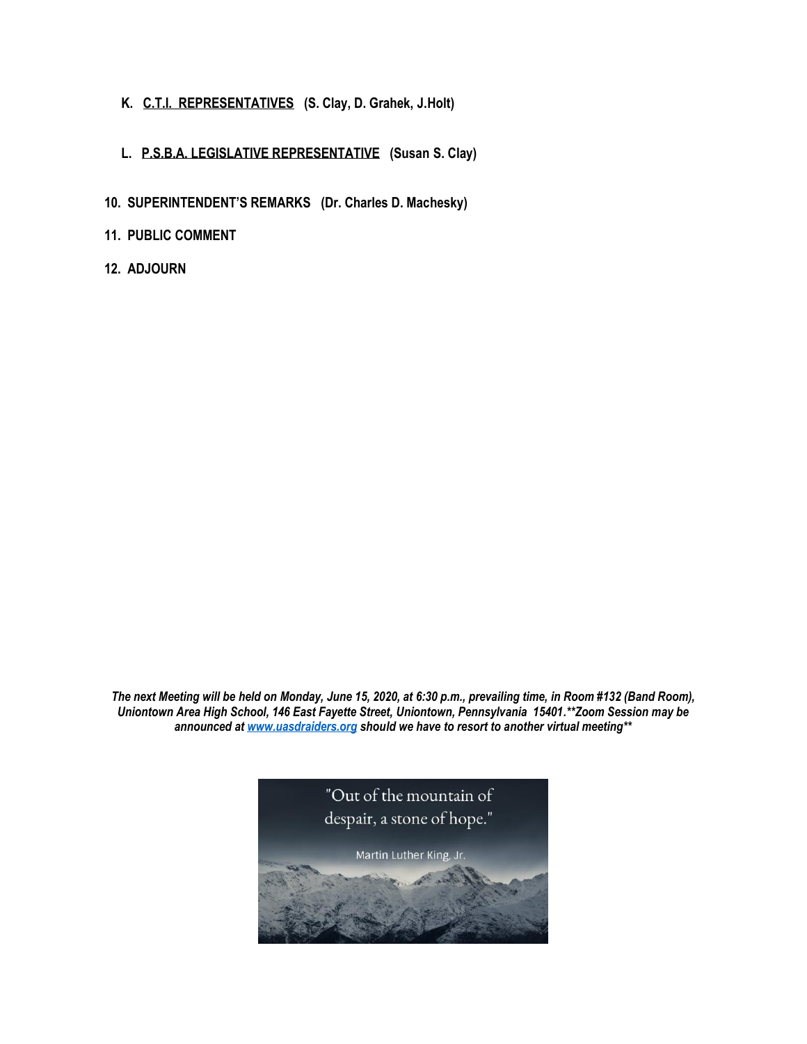**K. <u>C.T.I. REPRESENTATIVES</u> (S. Clay, D. Grahek, J.Holt)**

**L. <u>P.S.B.A. LEGISLATIVE REPRESENTATIVE</u> (Susan S. Clay)**

**10. SUPERINTENDENT'S REMARKS (Dr. Charles D. Machesky)**

**11. PUBLIC COMMENT**

**12. ADJOURN**

***The next Meeting will be held on Monday, June 15, 2020, at 6:30 p.m., prevailing time, in Room #132 (Band Room), Uniontown Area High School, 146 East Fayette Street, Uniontown, Pennsylvania 15401.**Zoom Session may be announced at [www.uasdraiders.org](http://www.uasdraiders.org) should we have to resort to another virtual meeting*****

"Out of the mountain of despair, a stone of hope."

Martin Luther King, Jr.